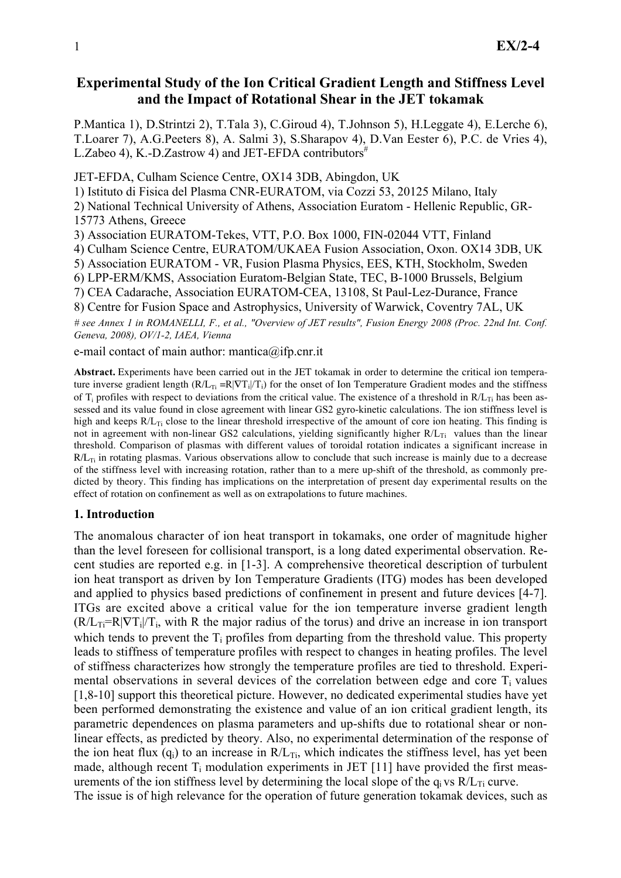# Experimental Study of the Ion Critical Gradient Length and Stiffness Level and the Impact of Rotational Shear in the JET tokamak

P.Mantica 1), D.Strintzi 2), T.Tala 3), C.Giroud 4), T.Johnson 5), H.Leggate 4), E.Lerche 6), T.Loarer 7), A.G.Peeters 8), A. Salmi 3), S.Sharapov 4), D.Van Eester 6), P.C. de Vries 4), L.Zabeo 4), K.-D.Zastrow 4) and JET-EFDA contributors#

JET-EFDA, Culham Science Centre, OX14 3DB, Abingdon, UK

1) Istituto di Fisica del Plasma CNR-EURATOM, via Cozzi 53, 20125 Milano, Italy
2) National Technical University of Athens, Association Euratom - Hellenic Republic, GR-15773 Athens, Greece
3) Association EURATOM-Tekes, VTT, P.O. Box 1000, FIN-02044 VTT, Finland
4) Culham Science Centre, EURATOM/UKAEA Fusion Association, Oxon. OX14 3DB, UK
5) Association EURATOM - VR, Fusion Plasma Physics, EES, KTH, Stockholm, Sweden
6) LPP-ERM/KMS, Association Euratom-Belgian State, TEC, B-1000 Brussels, Belgium
7) CEA Cadarache, Association EURATOM-CEA, 13108, St Paul-Lez-Durance, France
8) Centre for Fusion Space and Astrophysics, University of Warwick, Coventry 7AL, UK

*# see Annex 1 in ROMANELLI, F., et al., "Overview of JET results", Fusion Energy 2008 (Proc. 22nd Int. Conf. Geneva, 2008), OV/1-2, IAEA, Vienna*

e-mail contact of main author: mantica@ifp.cnr.it

**Abstract.** Experiments have been carried out in the JET tokamak in order to determine the critical ion temperature inverse gradient length ($R/L_{Ti}=R|\nabla T_i|/T_i$) for the onset of Ion Temperature Gradient modes and the stiffness of $T_i$ profiles with respect to deviations from the critical value. The existence of a threshold in $R/L_{Ti}$ has been assessed and its value found in close agreement with linear GS2 gyro-kinetic calculations. The ion stiffness level is high and keeps $R/L_{Ti}$ close to the linear threshold irrespective of the amount of core ion heating. This finding is not in agreement with non-linear GS2 calculations, yielding significantly higher $R/L_{Ti}$ values than the linear threshold. Comparison of plasmas with different values of toroidal rotation indicates a significant increase in $R/L_{Ti}$ in rotating plasmas. Various observations allow to conclude that such increase is mainly due to a decrease of the stiffness level with increasing rotation, rather than to a mere up-shift of the threshold, as commonly predicted by theory. This finding has implications on the interpretation of present day experimental results on the effect of rotation on confinement as well as on extrapolations to future machines.

## 1. Introduction

The anomalous character of ion heat transport in tokamaks, one order of magnitude higher than the level foreseen for collisional transport, is a long dated experimental observation. Recent studies are reported e.g. in [1-3]. A comprehensive theoretical description of turbulent ion heat transport as driven by Ion Temperature Gradients (ITG) modes has been developed and applied to physics based predictions of confinement in present and future devices [4-7]. ITGs are excited above a critical value for the ion temperature inverse gradient length ($R/L_{Ti}=R|\nabla T_i|/T_i$, with R the major radius of the torus) and drive an increase in ion transport which tends to prevent the $T_i$ profiles from departing from the threshold value. This property leads to stiffness of temperature profiles with respect to changes in heating profiles. The level of stiffness characterizes how strongly the temperature profiles are tied to threshold. Experimental observations in several devices of the correlation between edge and core $T_i$ values [1,8-10] support this theoretical picture. However, no dedicated experimental studies have yet been performed demonstrating the existence and value of an ion critical gradient length, its parametric dependences on plasma parameters and up-shifts due to rotational shear or non-linear effects, as predicted by theory. Also, no experimental determination of the response of the ion heat flux ($q_i$) to an increase in $R/L_{Ti}$, which indicates the stiffness level, has yet been made, although recent $T_i$ modulation experiments in JET [11] have provided the first measurements of the ion stiffness level by determining the local slope of the $q_i$ vs $R/L_{Ti}$ curve.

The issue is of high relevance for the operation of future generation tokamak devices, such as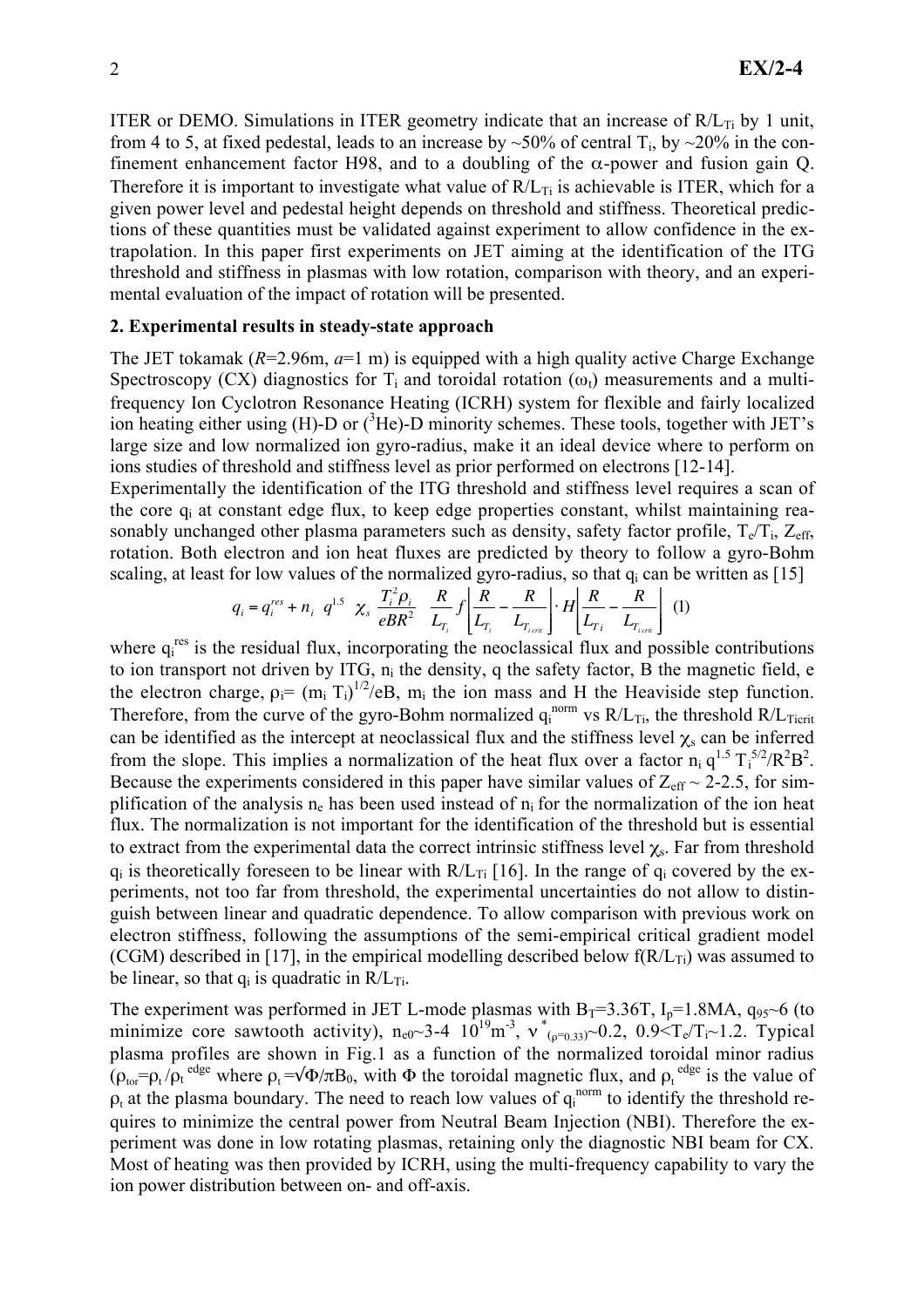ITER or DEMO. Simulations in ITER geometry indicate that an increase of $R/L_{Ti}$ by 1 unit, from 4 to 5, at fixed pedestal, leads to an increase by ~50% of central $T_i$, by ~20% in the confinement enhancement factor H98, and to a doubling of the $\alpha$-power and fusion gain Q. Therefore it is important to investigate what value of $R/L_{Ti}$ is achievable is ITER, which for a given power level and pedestal height depends on threshold and stiffness. Theoretical predictions of these quantities must be validated against experiment to allow confidence in the extrapolation. In this paper first experiments on JET aiming at the identification of the ITG threshold and stiffness in plasmas with low rotation, comparison with theory, and an experimental evaluation of the impact of rotation will be presented.

## 2. Experimental results in steady-state approach

The JET tokamak (*R*=2.96m, *a*=1 m) is equipped with a high quality active Charge Exchange Spectroscopy (CX) diagnostics for $T_i$ and toroidal rotation ($\omega_t$) measurements and a multi-frequency Ion Cyclotron Resonance Heating (ICRH) system for flexible and fairly localized ion heating either using (H)-D or ($^3$He)-D minority schemes. These tools, together with JET's large size and low normalized ion gyro-radius, make it an ideal device where to perform on ions studies of threshold and stiffness level as prior performed on electrons [12-14].

Experimentally the identification of the ITG threshold and stiffness level requires a scan of the core $q_i$ at constant edge flux, to keep edge properties constant, whilst maintaining reasonably unchanged other plasma parameters such as density, safety factor profile, $T_e/T_i$, $Z_{eff}$, rotation. Both electron and ion heat fluxes are predicted by theory to follow a gyro-Bohm scaling, at least for low values of the normalized gyro-radius, so that $q_i$ can be written as [15]

$$q_i = q_i^{res} + n_i \ q^{1.5} \ \chi_s \ \frac{T_i^2 \rho_i}{eBR^2} \ \frac{R}{L_{T_i}} f\left[\frac{R}{L_{T_i}} - \frac{R}{L_{T_{i\,crit}}}\right] \cdot H\left[\frac{R}{L_{T\,i}} - \frac{R}{L_{T_{i\,crit}}}\right] \quad (1)$$

where $q_i^{res}$ is the residual flux, incorporating the neoclassical flux and possible contributions to ion transport not driven by ITG, $n_i$ the density, q the safety factor, B the magnetic field, e the electron charge, $\rho_i = (m_i T_i)^{1/2}/eB$, $m_i$ the ion mass and H the Heaviside step function. Therefore, from the curve of the gyro-Bohm normalized $q_i^{norm}$ vs $R/L_{Ti}$, the threshold $R/L_{Ticrit}$ can be identified as the intercept at neoclassical flux and the stiffness level $\chi_s$ can be inferred from the slope. This implies a normalization of the heat flux over a factor $n_i \, q^{1.5} \, T_i^{5/2}/R^2B^2$. Because the experiments considered in this paper have similar values of $Z_{eff}$ ~ 2-2.5, for simplification of the analysis $n_e$ has been used instead of $n_i$ for the normalization of the ion heat flux. The normalization is not important for the identification of the threshold but is essential to extract from the experimental data the correct intrinsic stiffness level $\chi_s$. Far from threshold $q_i$ is theoretically foreseen to be linear with $R/L_{Ti}$ [16]. In the range of $q_i$ covered by the experiments, not too far from threshold, the experimental uncertainties do not allow to distinguish between linear and quadratic dependence. To allow comparison with previous work on electron stiffness, following the assumptions of the semi-empirical critical gradient model (CGM) described in [17], in the empirical modelling described below $f(R/L_{Ti})$ was assumed to be linear, so that $q_i$ is quadratic in $R/L_{Ti}$.

The experiment was performed in JET L-mode plasmas with $B_T$=3.36T, $I_p$=1.8MA, $q_{95}$~6 (to minimize core sawtooth activity), $n_{e0}$~3-4 $10^{19}$m$^{-3}$, $\nu^*_{(\rho=0.33)}$~0.2, 0.9<$T_e/T_i$~1.2. Typical plasma profiles are shown in Fig.1 as a function of the normalized toroidal minor radius ($\rho_{tor}=\rho_t/\rho_t^{edge}$ where $\rho_t = \sqrt{\Phi/\pi B_0}$, with $\Phi$ the toroidal magnetic flux, and $\rho_t^{edge}$ is the value of $\rho_t$ at the plasma boundary. The need to reach low values of $q_i^{norm}$ to identify the threshold requires to minimize the central power from Neutral Beam Injection (NBI). Therefore the experiment was done in low rotating plasmas, retaining only the diagnostic NBI beam for CX. Most of heating was then provided by ICRH, using the multi-frequency capability to vary the ion power distribution between on- and off-axis.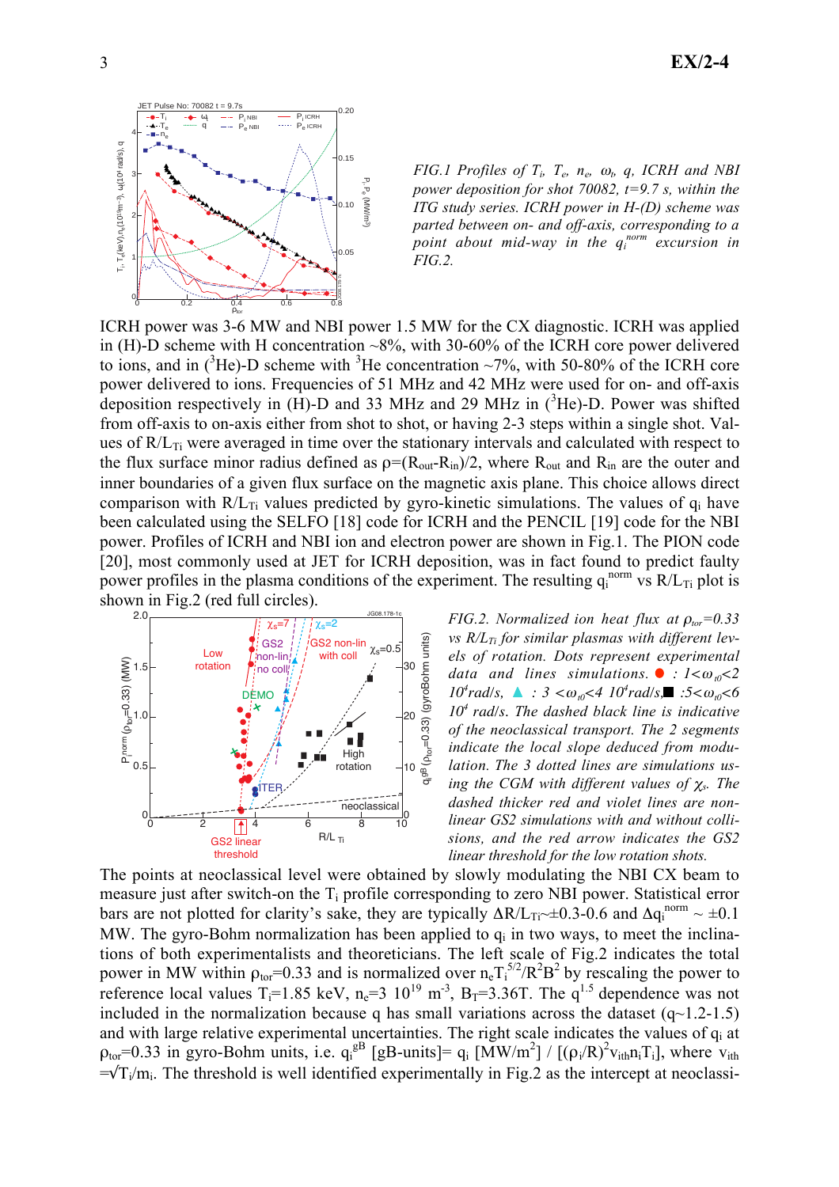*FIG.1 Profiles of $T_i$, $T_e$, $n_e$, $\omega_t$, $q$, ICRH and NBI power deposition for shot 70082, t=9.7 s, within the ITG study series. ICRH power in H-(D) scheme was parted between on- and off-axis, corresponding to a point about mid-way in the $q_i^{norm}$ excursion in FIG.2.*

ICRH power was 3-6 MW and NBI power 1.5 MW for the CX diagnostic. ICRH was applied in (H)-D scheme with H concentration ~8%, with 30-60% of the ICRH core power delivered to ions, and in ($^3$He)-D scheme with $^3$He concentration ~7%, with 50-80% of the ICRH core power delivered to ions. Frequencies of 51 MHz and 42 MHz were used for on- and off-axis deposition respectively in (H)-D and 33 MHz and 29 MHz in ($^3$He)-D. Power was shifted from off-axis to on-axis either from shot to shot, or having 2-3 steps within a single shot. Values of $R/L_{Ti}$ were averaged in time over the stationary intervals and calculated with respect to the flux surface minor radius defined as $\rho=(R_{out}-R_{in})/2$, where $R_{out}$ and $R_{in}$ are the outer and inner boundaries of a given flux surface on the magnetic axis plane. This choice allows direct comparison with $R/L_{Ti}$ values predicted by gyro-kinetic simulations. The values of $q_i$ have been calculated using the SELFO [18] code for ICRH and the PENCIL [19] code for the NBI power. Profiles of ICRH and NBI ion and electron power are shown in Fig.1. The PION code [20], most commonly used at JET for ICRH deposition, was in fact found to predict faulty power profiles in the plasma conditions of the experiment. The resulting $q_i^{norm}$ vs $R/L_{Ti}$ plot is shown in Fig.2 (red full circles).

*FIG.2. Normalized ion heat flux at $\rho_{tor}=0.33$ vs $R/L_{Ti}$ for similar plasmas with different levels of rotation. Dots represent experimental data and lines simulations. ● : $1<\omega_{t0}<2$ $10^4$rad/s, ▲ : $3<\omega_{t0}<4$ $10^4$rad/s,■ :$5<\omega_{t0}<6$ $10^4$ rad/s. The dashed black line is indicative of the neoclassical transport. The 2 segments indicate the local slope deduced from modulation. The 3 dotted lines are simulations using the CGM with different values of $\chi_s$. The dashed thicker red and violet lines are non-linear GS2 simulations with and without collisions, and the red arrow indicates the GS2 linear threshold for the low rotation shots.*

The points at neoclassical level were obtained by slowly modulating the NBI CX beam to measure just after switch-on the $T_i$ profile corresponding to zero NBI power. Statistical error bars are not plotted for clarity's sake, they are typically $\Delta R/L_{Ti}$~±0.3-0.6 and $\Delta q_i^{norm}$ ~ ±0.1 MW. The gyro-Bohm normalization has been applied to $q_i$ in two ways, to meet the inclinations of both experimentalists and theoreticians. The left scale of Fig.2 indicates the total power in MW within $\rho_{tor}$=0.33 and is normalized over $n_eT_i^{5/2}/R^2B^2$ by rescaling the power to reference local values $T_i$=1.85 keV, $n_e$=3 $10^{19}$ m$^{-3}$, $B_T$=3.36T. The $q^{1.5}$ dependence was not included in the normalization because q has small variations across the dataset (q~1.2-1.5) and with large relative experimental uncertainties. The right scale indicates the values of $q_i$ at $\rho_{tor}$=0.33 in gyro-Bohm units, i.e. $q_i^{gB}$ [gB-units]= $q_i$ [MW/m$^2$] / [$(\rho_i/R)^2 v_{thi} n_i T_i$], where $v_{thi}=\sqrt{T_i/m_i}$. The threshold is well identified experimentally in Fig.2 as the intercept at neoclassi-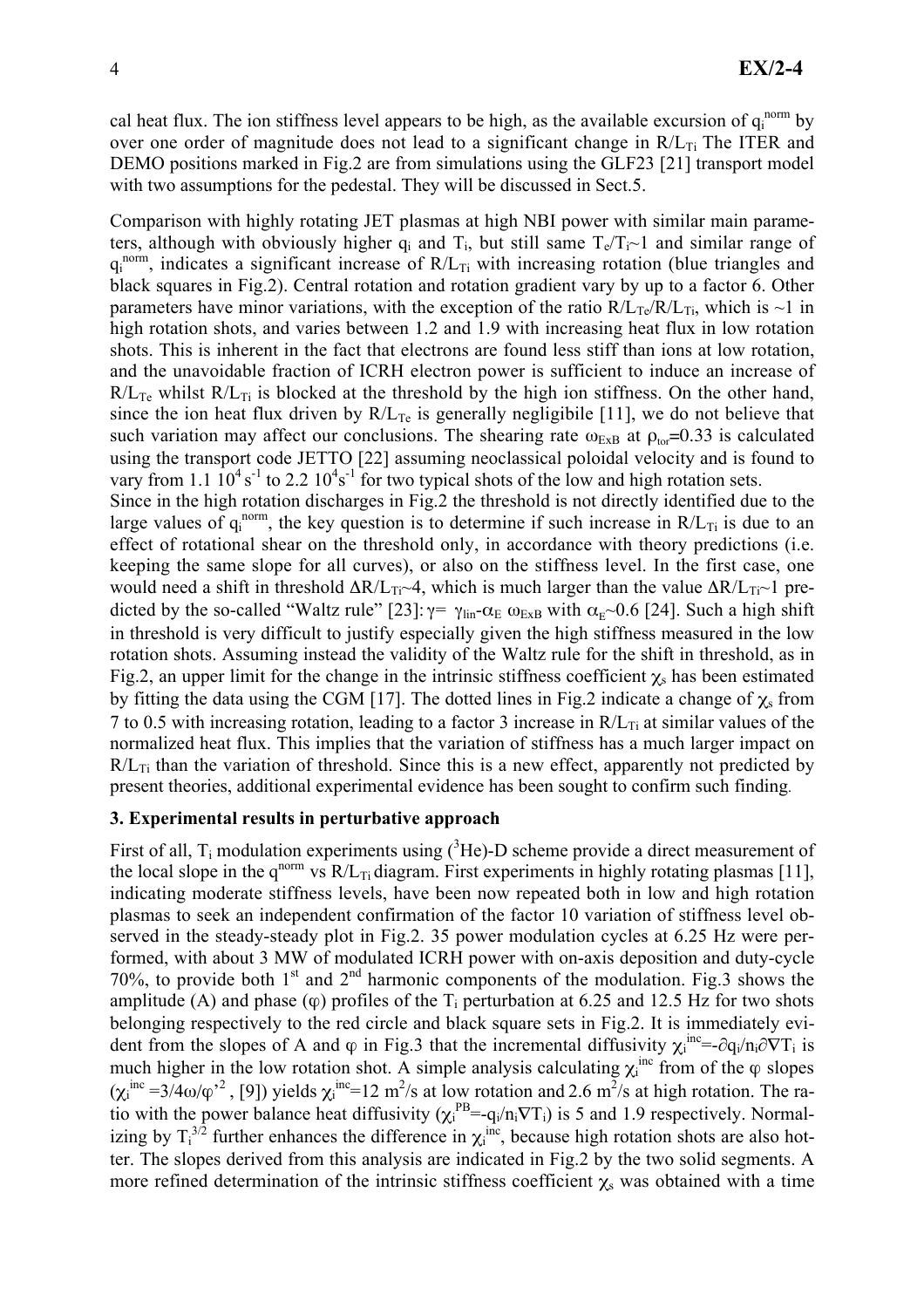cal heat flux. The ion stiffness level appears to be high, as the available excursion of $q_i^{norm}$ by over one order of magnitude does not lead to a significant change in $R/L_{Ti}$ The ITER and DEMO positions marked in Fig.2 are from simulations using the GLF23 [21] transport model with two assumptions for the pedestal. They will be discussed in Sect.5.

Comparison with highly rotating JET plasmas at high NBI power with similar main parameters, although with obviously higher $q_i$ and $T_i$, but still same $T_e/T_i$~1 and similar range of $q_i^{norm}$, indicates a significant increase of $R/L_{Ti}$ with increasing rotation (blue triangles and black squares in Fig.2). Central rotation and rotation gradient vary by up to a factor 6. Other parameters have minor variations, with the exception of the ratio $R/L_{Te}/R/L_{Ti}$, which is ~1 in high rotation shots, and varies between 1.2 and 1.9 with increasing heat flux in low rotation shots. This is inherent in the fact that electrons are found less stiff than ions at low rotation, and the unavoidable fraction of ICRH electron power is sufficient to induce an increase of $R/L_{Te}$ whilst $R/L_{Ti}$ is blocked at the threshold by the high ion stiffness. On the other hand, since the ion heat flux driven by $R/L_{Te}$ is generally negligibile [11], we do not believe that such variation may affect our conclusions. The shearing rate $\omega_{ExB}$ at $\rho_{tor}$=0.33 is calculated using the transport code JETTO [22] assuming neoclassical poloidal velocity and is found to vary from 1.1 $10^4$ $s^{-1}$ to 2.2 $10^4 s^{-1}$ for two typical shots of the low and high rotation sets.

Since in the high rotation discharges in Fig.2 the threshold is not directly identified due to the large values of $q_i^{norm}$, the key question is to determine if such increase in $R/L_{Ti}$ is due to an effect of rotational shear on the threshold only, in accordance with theory predictions (i.e. keeping the same slope for all curves), or also on the stiffness level. In the first case, one would need a shift in threshold $\Delta R/L_{Ti}$~4, which is much larger than the value $\Delta R/L_{Ti}$~1 predicted by the so-called "Waltz rule" [23]: $\gamma = \gamma_{lin} - \alpha_E\ \omega_{ExB}$ with $\alpha_E$~0.6 [24]. Such a high shift in threshold is very difficult to justify especially given the high stiffness measured in the low rotation shots. Assuming instead the validity of the Waltz rule for the shift in threshold, as in Fig.2, an upper limit for the change in the intrinsic stiffness coefficient $\chi_s$ has been estimated by fitting the data using the CGM [17]. The dotted lines in Fig.2 indicate a change of $\chi_s$ from 7 to 0.5 with increasing rotation, leading to a factor 3 increase in $R/L_{Ti}$ at similar values of the normalized heat flux. This implies that the variation of stiffness has a much larger impact on $R/L_{Ti}$ than the variation of threshold. Since this is a new effect, apparently not predicted by present theories, additional experimental evidence has been sought to confirm such finding.

### 3. Experimental results in perturbative approach

First of all, $T_i$ modulation experiments using ($^3$He)-D scheme provide a direct measurement of the local slope in the $q^{norm}$ vs $R/L_{Ti}$ diagram. First experiments in highly rotating plasmas [11], indicating moderate stiffness levels, have been now repeated both in low and high rotation plasmas to seek an independent confirmation of the factor 10 variation of stiffness level observed in the steady-steady plot in Fig.2. 35 power modulation cycles at 6.25 Hz were performed, with about 3 MW of modulated ICRH power with on-axis deposition and duty-cycle 70%, to provide both 1$^{st}$ and 2$^{nd}$ harmonic components of the modulation. Fig.3 shows the amplitude (A) and phase ($\varphi$) profiles of the $T_i$ perturbation at 6.25 and 12.5 Hz for two shots belonging respectively to the red circle and black square sets in Fig.2. It is immediately evident from the slopes of A and $\varphi$ in Fig.3 that the incremental diffusivity $\chi_i^{inc} = -\partial q_i / n_i \partial \nabla T_i$ is much higher in the low rotation shot. A simple analysis calculating $\chi_i^{inc}$ from of the $\varphi$ slopes ($\chi_i^{inc} = 3/4\omega/\varphi'^2$ , [9]) yields $\chi_i^{inc}$=12 m$^2$/s at low rotation and 2.6 m$^2$/s at high rotation. The ratio with the power balance heat diffusivity ($\chi_i^{PB} = -q_i/n_i\nabla T_i$) is 5 and 1.9 respectively. Normalizing by $T_i^{3/2}$ further enhances the difference in $\chi_i^{inc}$, because high rotation shots are also hotter. The slopes derived from this analysis are indicated in Fig.2 by the two solid segments. A more refined determination of the intrinsic stiffness coefficient $\chi_s$ was obtained with a time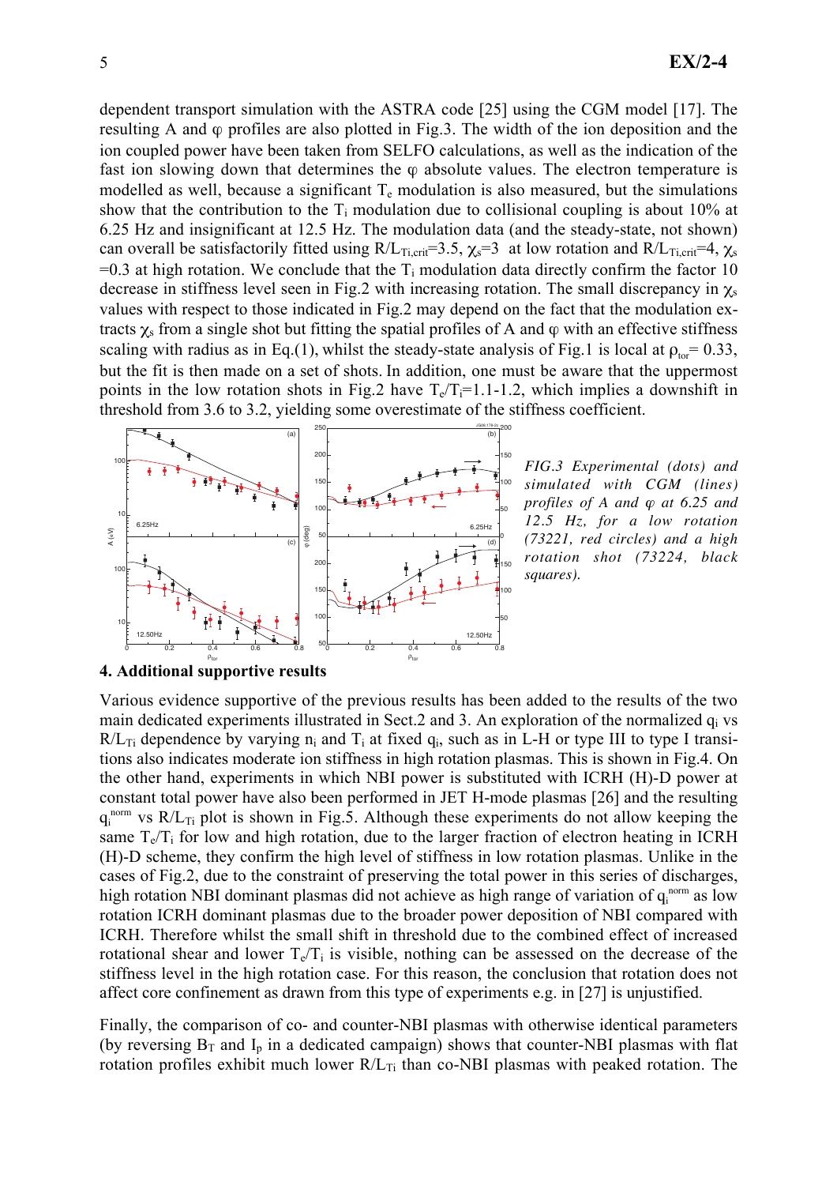dependent transport simulation with the ASTRA code [25] using the CGM model [17]. The resulting A and φ profiles are also plotted in Fig.3. The width of the ion deposition and the ion coupled power have been taken from SELFO calculations, as well as the indication of the fast ion slowing down that determines the φ absolute values. The electron temperature is modelled as well, because a significant $T_e$ modulation is also measured, but the simulations show that the contribution to the $T_i$ modulation due to collisional coupling is about 10% at 6.25 Hz and insignificant at 12.5 Hz. The modulation data (and the steady-state, not shown) can overall be satisfactorily fitted using $R/L_{Ti,crit}$=3.5, $\chi_s$=3 at low rotation and $R/L_{Ti,crit}$=4, $\chi_s$ =0.3 at high rotation. We conclude that the $T_i$ modulation data directly confirm the factor 10 decrease in stiffness level seen in Fig.2 with increasing rotation. The small discrepancy in $\chi_s$ values with respect to those indicated in Fig.2 may depend on the fact that the modulation extracts $\chi_s$ from a single shot but fitting the spatial profiles of A and φ with an effective stiffness scaling with radius as in Eq.(1), whilst the steady-state analysis of Fig.1 is local at $\rho_{tor}$= 0.33, but the fit is then made on a set of shots. In addition, one must be aware that the uppermost points in the low rotation shots in Fig.2 have $T_e/T_i$=1.1-1.2, which implies a downshift in threshold from 3.6 to 3.2, yielding some overestimate of the stiffness coefficient.

*FIG.3 Experimental (dots) and simulated with CGM (lines) profiles of A and φ at 6.25 and 12.5 Hz, for a low rotation (73221, red circles) and a high rotation shot (73224, black squares).*

## 4. Additional supportive results

Various evidence supportive of the previous results has been added to the results of the two main dedicated experiments illustrated in Sect.2 and 3. An exploration of the normalized $q_i$ vs $R/L_{Ti}$ dependence by varying $n_i$ and $T_i$ at fixed $q_i$, such as in L-H or type III to type I transitions also indicates moderate ion stiffness in high rotation plasmas. This is shown in Fig.4. On the other hand, experiments in which NBI power is substituted with ICRH (H)-D power at constant total power have also been performed in JET H-mode plasmas [26] and the resulting $q_i^{norm}$ vs $R/L_{Ti}$ plot is shown in Fig.5. Although these experiments do not allow keeping the same $T_e/T_i$ for low and high rotation, due to the larger fraction of electron heating in ICRH (H)-D scheme, they confirm the high level of stiffness in low rotation plasmas. Unlike in the cases of Fig.2, due to the constraint of preserving the total power in this series of discharges, high rotation NBI dominant plasmas did not achieve as high range of variation of $q_i^{norm}$ as low rotation ICRH dominant plasmas due to the broader power deposition of NBI compared with ICRH. Therefore whilst the small shift in threshold due to the combined effect of increased rotational shear and lower $T_e/T_i$ is visible, nothing can be assessed on the decrease of the stiffness level in the high rotation case. For this reason, the conclusion that rotation does not affect core confinement as drawn from this type of experiments e.g. in [27] is unjustified.

Finally, the comparison of co- and counter-NBI plasmas with otherwise identical parameters (by reversing $B_T$ and $I_p$ in a dedicated campaign) shows that counter-NBI plasmas with flat rotation profiles exhibit much lower $R/L_{Ti}$ than co-NBI plasmas with peaked rotation. The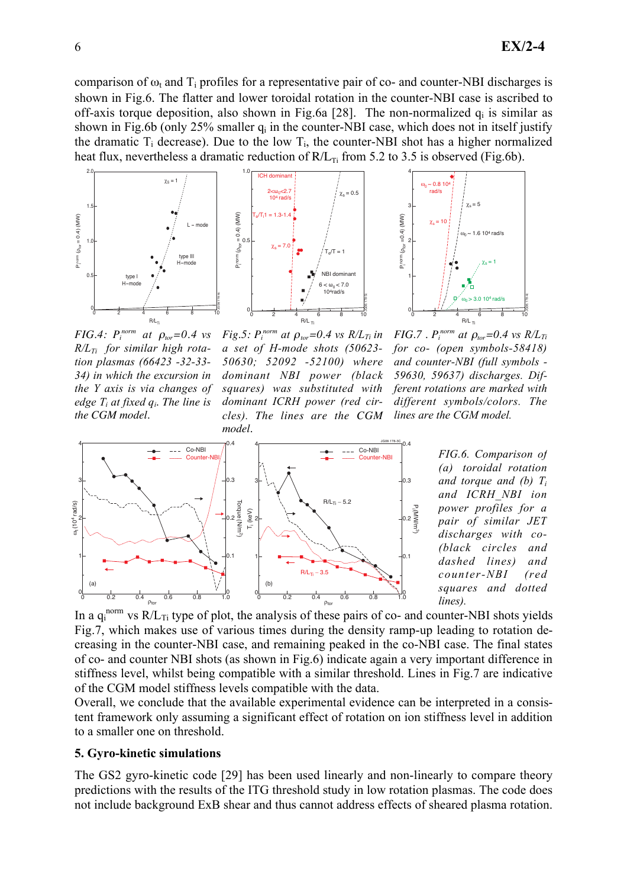comparison of $\omega_t$ and $T_i$ profiles for a representative pair of co- and counter-NBI discharges is shown in Fig.6. The flatter and lower toroidal rotation in the counter-NBI case is ascribed to off-axis torque deposition, also shown in Fig.6a [28]. The non-normalized $q_i$ is similar as shown in Fig.6b (only 25% smaller $q_i$ in the counter-NBI case, which does not in itself justify the dramatic $T_i$ decrease). Due to the low $T_i$, the counter-NBI shot has a higher normalized heat flux, nevertheless a dramatic reduction of $R/L_{Ti}$ from 5.2 to 3.5 is observed (Fig.6b).

*FIG.4: $P_i^{norm}$ at $\rho_{tor}$=0.4 vs $R/L_{Ti}$ for similar high rotation plasmas (66423 -32-33-34) in which the excursion in the Y axis is via changes of edge $T_i$ at fixed $q_i$. The line is the CGM model.*

*Fig.5: $P_i^{norm}$ at $\rho_{tor}$=0.4 vs $R/L_{Ti}$ in a set of H-mode shots (50623-50630; 52092 -52100) where dominant NBI power (black squares) was substituted with dominant ICRH power (red circles). The lines are the CGM model.*

*FIG.7 . $P_i^{norm}$ at $\rho_{tor}$=0.4 vs $R/L_{Ti}$ for co- (open symbols-58418) and counter-NBI (full symbols - 59630, 59637) discharges. Different rotations are marked with different symbols/colors. The lines are the CGM model.*

*FIG.6. Comparison of (a) toroidal rotation and torque and (b) $T_i$ and ICRH_NBI ion power profiles for a pair of similar JET discharges with co- (black circles and dashed lines) and counter-NBI (red squares and dotted lines).*

In a $q_i^{norm}$ vs $R/L_{Ti}$ type of plot, the analysis of these pairs of co- and counter-NBI shots yields Fig.7, which makes use of various times during the density ramp-up leading to rotation decreasing in the counter-NBI case, and remaining peaked in the co-NBI case. The final states of co- and counter NBI shots (as shown in Fig.6) indicate again a very important difference in stiffness level, whilst being compatible with a similar threshold. Lines in Fig.7 are indicative of the CGM model stiffness levels compatible with the data.

Overall, we conclude that the available experimental evidence can be interpreted in a consistent framework only assuming a significant effect of rotation on ion stiffness level in addition to a smaller one on threshold.

## 5. Gyro-kinetic simulations

The GS2 gyro-kinetic code [29] has been used linearly and non-linearly to compare theory predictions with the results of the ITG threshold study in low rotation plasmas. The code does not include background ExB shear and thus cannot address effects of sheared plasma rotation.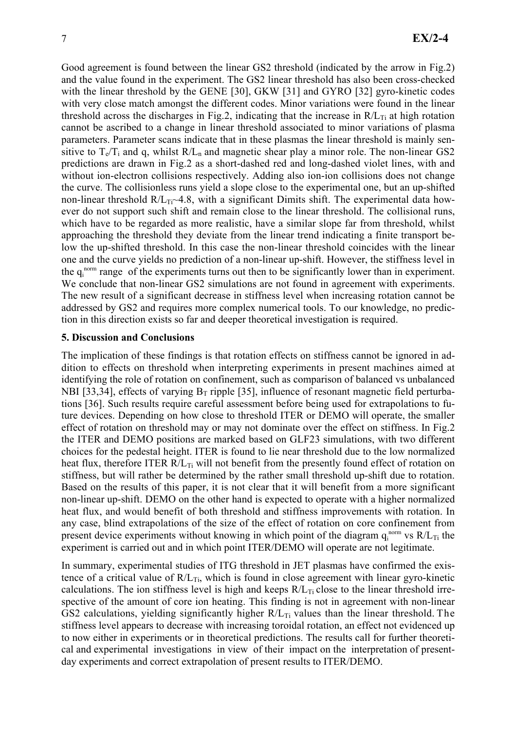Good agreement is found between the linear GS2 threshold (indicated by the arrow in Fig.2) and the value found in the experiment. The GS2 linear threshold has also been cross-checked with the linear threshold by the GENE [30], GKW [31] and GYRO [32] gyro-kinetic codes with very close match amongst the different codes. Minor variations were found in the linear threshold across the discharges in Fig.2, indicating that the increase in $R/L_{Ti}$ at high rotation cannot be ascribed to a change in linear threshold associated to minor variations of plasma parameters. Parameter scans indicate that in these plasmas the linear threshold is mainly sensitive to $T_e/T_i$ and q, whilst $R/L_n$ and magnetic shear play a minor role. The non-linear GS2 predictions are drawn in Fig.2 as a short-dashed red and long-dashed violet lines, with and without ion-electron collisions respectively. Adding also ion-ion collisions does not change the curve. The collisionless runs yield a slope close to the experimental one, but an up-shifted non-linear threshold $R/L_{Ti}$~4.8, with a significant Dimits shift. The experimental data however do not support such shift and remain close to the linear threshold. The collisional runs, which have to be regarded as more realistic, have a similar slope far from threshold, whilst approaching the threshold they deviate from the linear trend indicating a finite transport below the up-shifted threshold. In this case the non-linear threshold coincides with the linear one and the curve yields no prediction of a non-linear up-shift. However, the stiffness level in the $q_i^{norm}$ range of the experiments turns out then to be significantly lower than in experiment. We conclude that non-linear GS2 simulations are not found in agreement with experiments. The new result of a significant decrease in stiffness level when increasing rotation cannot be addressed by GS2 and requires more complex numerical tools. To our knowledge, no prediction in this direction exists so far and deeper theoretical investigation is required.

## 5. Discussion and Conclusions

The implication of these findings is that rotation effects on stiffness cannot be ignored in addition to effects on threshold when interpreting experiments in present machines aimed at identifying the role of rotation on confinement, such as comparison of balanced vs unbalanced NBI [33,34], effects of varying $B_T$ ripple [35], influence of resonant magnetic field perturbations [36]. Such results require careful assessment before being used for extrapolations to future devices. Depending on how close to threshold ITER or DEMO will operate, the smaller effect of rotation on threshold may or may not dominate over the effect on stiffness. In Fig.2 the ITER and DEMO positions are marked based on GLF23 simulations, with two different choices for the pedestal height. ITER is found to lie near threshold due to the low normalized heat flux, therefore ITER $R/L_{Ti}$ will not benefit from the presently found effect of rotation on stiffness, but will rather be determined by the rather small threshold up-shift due to rotation. Based on the results of this paper, it is not clear that it will benefit from a more significant non-linear up-shift. DEMO on the other hand is expected to operate with a higher normalized heat flux, and would benefit of both threshold and stiffness improvements with rotation. In any case, blind extrapolations of the size of the effect of rotation on core confinement from present device experiments without knowing in which point of the diagram $q_i^{norm}$ vs $R/L_{Ti}$ the experiment is carried out and in which point ITER/DEMO will operate are not legitimate.

In summary, experimental studies of ITG threshold in JET plasmas have confirmed the existence of a critical value of $R/L_{Ti}$, which is found in close agreement with linear gyro-kinetic calculations. The ion stiffness level is high and keeps $R/L_{Ti}$ close to the linear threshold irrespective of the amount of core ion heating. This finding is not in agreement with non-linear GS2 calculations, yielding significantly higher $R/L_{Ti}$ values than the linear threshold. The stiffness level appears to decrease with increasing toroidal rotation, an effect not evidenced up to now either in experiments or in theoretical predictions. The results call for further theoretical and experimental investigations in view of their impact on the interpretation of present-day experiments and correct extrapolation of present results to ITER/DEMO.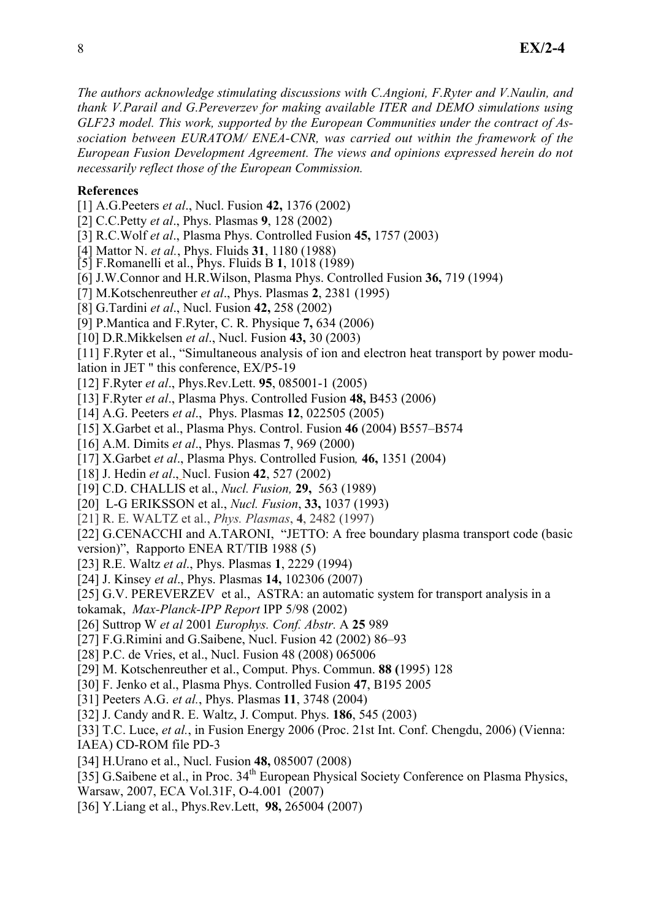*The authors acknowledge stimulating discussions with C.Angioni, F.Ryter and V.Naulin, and thank V.Parail and G.Pereverzev for making available ITER and DEMO simulations using GLF23 model. This work, supported by the European Communities under the contract of Association between EURATOM/ ENEA-CNR, was carried out within the framework of the European Fusion Development Agreement. The views and opinions expressed herein do not necessarily reflect those of the European Commission.*

**References**

[1] A.G.Peeters *et al*., Nucl. Fusion **42,** 1376 (2002)
[2] C.C.Petty *et al*., Phys. Plasmas **9**, 128 (2002)
[3] R.C.Wolf *et al*., Plasma Phys. Controlled Fusion **45,** 1757 (2003)
[4] Mattor N. *et al.*, Phys. Fluids **31**, 1180 (1988)
[5] F.Romanelli et al., Phys. Fluids B **1**, 1018 (1989)
[6] J.W.Connor and H.R.Wilson, Plasma Phys. Controlled Fusion **36,** 719 (1994)
[7] M.Kotschenreuther *et al*., Phys. Plasmas **2**, 2381 (1995)
[8] G.Tardini *et al*., Nucl. Fusion **42,** 258 (2002)
[9] P.Mantica and F.Ryter, C. R. Physique **7,** 634 (2006)
[10] D.R.Mikkelsen *et al*., Nucl. Fusion **43,** 30 (2003)
[11] F.Ryter et al., "Simultaneous analysis of ion and electron heat transport by power modulation in JET " this conference, EX/P5-19
[12] F.Ryter *et al*., Phys.Rev.Lett. **95**, 085001-1 (2005)
[13] F.Ryter *et al*., Plasma Phys. Controlled Fusion **48,** B453 (2006)
[14] A.G. Peeters *et al*., Phys. Plasmas **12**, 022505 (2005)
[15] X.Garbet et al., Plasma Phys. Control. Fusion **46** (2004) B557–B574
[16] A.M. Dimits *et al*., Phys. Plasmas **7**, 969 (2000)
[17] X.Garbet *et al*., Plasma Phys. Controlled Fusion*,* **46,** 1351 (2004)
[18] J. Hedin *et al*., Nucl. Fusion **42**, 527 (2002)
[19] C.D. CHALLIS et al., *Nucl. Fusion,* **29,** 563 (1989)
[20] L-G ERIKSSON et al., *Nucl. Fusion*, **33,** 1037 (1993)
[21] R. E. WALTZ et al., *Phys. Plasmas*, **4**, 2482 (1997)
[22] G.CENACCHI and A.TARONI, "JETTO: A free boundary plasma transport code (basic version)", Rapporto ENEA RT/TIB 1988 (5)
[23] R.E. Waltz *et al*., Phys. Plasmas **1**, 2229 (1994)
[24] J. Kinsey *et al*., Phys. Plasmas **14,** 102306 (2007)
[25] G.V. PEREVERZEV et al., ASTRA: an automatic system for transport analysis in a tokamak, *Max-Planck-IPP Report* IPP 5/98 (2002)
[26] Suttrop W *et al* 2001 *Europhys. Conf. Abstr.* A **25** 989
[27] F.G.Rimini and G.Saibene, Nucl. Fusion 42 (2002) 86–93
[28] P.C. de Vries, et al., Nucl. Fusion 48 (2008) 065006
[29] M. Kotschenreuther et al., Comput. Phys. Commun. **88 (**1995) 128
[30] F. Jenko et al., Plasma Phys. Controlled Fusion **47**, B195 2005
[31] Peeters A.G. *et al.*, Phys. Plasmas **11**, 3748 (2004)
[32] J. Candy and R. E. Waltz, J. Comput. Phys. **186**, 545 (2003)
[33] T.C. Luce, *et al.*, in Fusion Energy 2006 (Proc. 21st Int. Conf. Chengdu, 2006) (Vienna: IAEA) CD-ROM file PD-3
[34] H.Urano et al., Nucl. Fusion **48,** 085007 (2008)
[35] G.Saibene et al., in Proc. 34th European Physical Society Conference on Plasma Physics, Warsaw, 2007, ECA Vol.31F, O-4.001 (2007)
[36] Y.Liang et al., Phys.Rev.Lett, **98,** 265004 (2007)